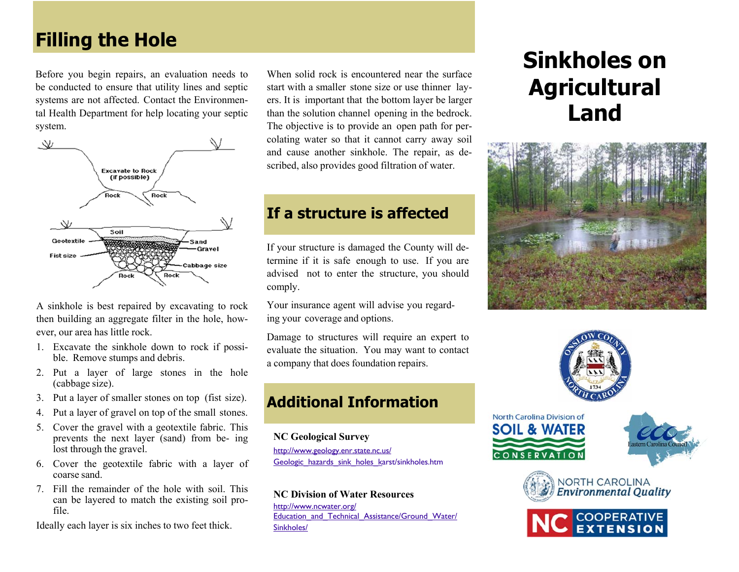## Filling the Hole

Before you begin repairs, an evaluation needs to be conducted to ensure that utility lines and septic systems are not affected. Contact the Environmental Health Department for help locating your septic system.

A sinkhole is best repaired by excavating to rock then building an aggregate filter in the hole, however, our area has little rock.

1. Excavate the sinkhole down to rock if possible. Remove stumps and debris.
2. Put a layer of large stones in the hole (cabbage size).
3. Put a layer of smaller stones on top (fist size).
4. Put a layer of gravel on top of the small stones.
5. Cover the gravel with a geotextile fabric. This prevents the next layer (sand) from being lost through the gravel.
6. Cover the geotextile fabric with a layer of coarse sand.
7. Fill the remainder of the hole with soil. This can be layered to match the existing soil profile.

Ideally each layer is six inches to two feet thick.

When solid rock is encountered near the surface start with a smaller stone size or use thinner layers. It is important that the bottom layer be larger than the solution channel opening in the bedrock. The objective is to provide an open path for percolating water so that it cannot carry away soil and cause another sinkhole. The repair, as described, also provides good filtration of water.

## If a structure is affected

If your structure is damaged the County will determine if it is safe enough to use. If you are advised not to enter the structure, you should comply.

Your insurance agent will advise you regarding your coverage and options.

Damage to structures will require an expert to evaluate the situation. You may want to contact a company that does foundation repairs.

## Additional Information

**NC Geological Survey**

http://www.geology.enr.state.nc.us/Geologic_hazards_sink_holes_karst/sinkholes.htm

**NC Division of Water Resources**

http://www.ncwater.org/Education_and_Technical_Assistance/Ground_Water/Sinkholes/

# Sinkholes on Agricultural Land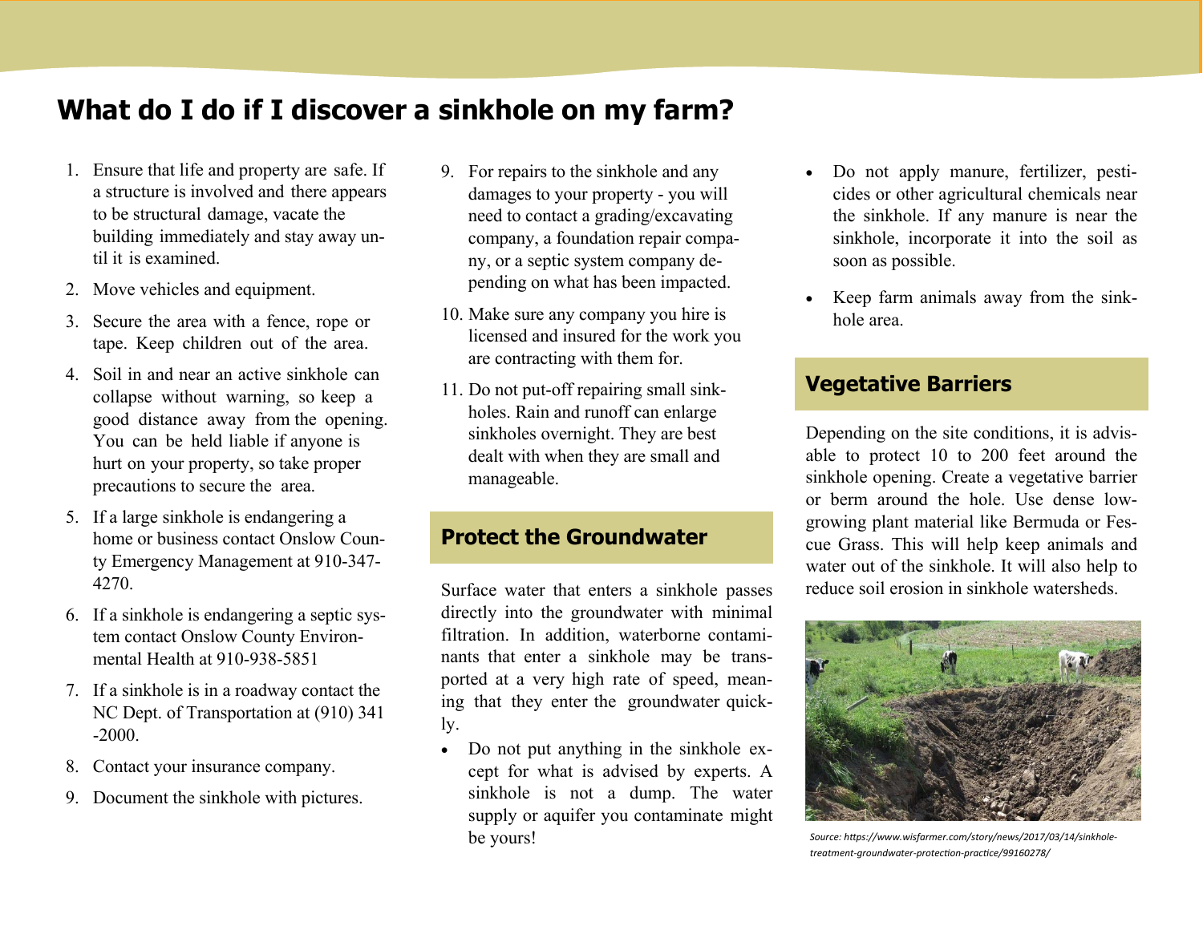# What do I do if I discover a sinkhole on my farm?

1. Ensure that life and property are safe. If a structure is involved and there appears to be structural damage, vacate the building immediately and stay away until it is examined.
2. Move vehicles and equipment.
3. Secure the area with a fence, rope or tape. Keep children out of the area.
4. Soil in and near an active sinkhole can collapse without warning, so keep a good distance away from the opening. You can be held liable if anyone is hurt on your property, so take proper precautions to secure the area.
5. If a large sinkhole is endangering a home or business contact Onslow County Emergency Management at 910-347-4270.
6. If a sinkhole is endangering a septic system contact Onslow County Environmental Health at 910-938-5851
7. If a sinkhole is in a roadway contact the NC Dept. of Transportation at (910) 341-2000.
8. Contact your insurance company.
9. Document the sinkhole with pictures.
9. For repairs to the sinkhole and any damages to your property - you will need to contact a grading/excavating company, a foundation repair company, or a septic system company depending on what has been impacted.
10. Make sure any company you hire is licensed and insured for the work you are contracting with them for.
11. Do not put-off repairing small sinkholes. Rain and runoff can enlarge sinkholes overnight. They are best dealt with when they are small and manageable.

## Protect the Groundwater

Surface water that enters a sinkhole passes directly into the groundwater with minimal filtration. In addition, waterborne contaminants that enter a sinkhole may be transported at a very high rate of speed, meaning that they enter the groundwater quickly.

- Do not put anything in the sinkhole except for what is advised by experts. A sinkhole is not a dump. The water supply or aquifer you contaminate might be yours!
- Do not apply manure, fertilizer, pesticides or other agricultural chemicals near the sinkhole. If any manure is near the sinkhole, incorporate it into the soil as soon as possible.
- Keep farm animals away from the sinkhole area.

## Vegetative Barriers

Depending on the site conditions, it is advisable to protect 10 to 200 feet around the sinkhole opening. Create a vegetative barrier or berm around the hole. Use dense low-growing plant material like Bermuda or Fescue Grass. This will help keep animals and water out of the sinkhole. It will also help to reduce soil erosion in sinkhole watersheds.

*Source: https://www.wisfarmer.com/story/news/2017/03/14/sinkhole-treatment-groundwater-protection-practice/99160278/*